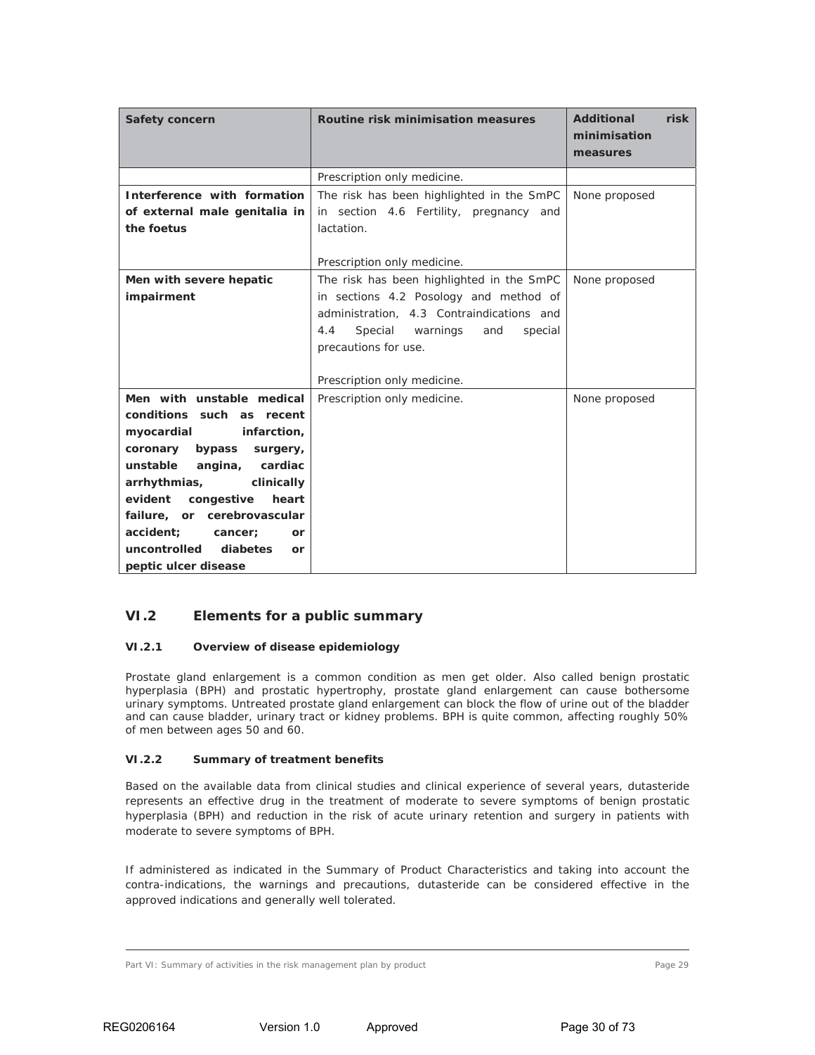| Safety concern | Routine risk minimisation measures | Additional risk minimisation measures |
|---|---|---|
| | Prescription only medicine. | |
| **Interference with formation of external male genitalia in the foetus** | The risk has been highlighted in the SmPC in section 4.6 Fertility, pregnancy and lactation.<br><br>Prescription only medicine. | None proposed |
| **Men with severe hepatic impairment** | The risk has been highlighted in the SmPC in sections 4.2 Posology and method of administration, 4.3 Contraindications and 4.4 Special warnings and special precautions for use.<br><br>Prescription only medicine. | None proposed |
| **Men with unstable medical conditions such as recent myocardial infarction, coronary bypass surgery, unstable angina, cardiac arrhythmias, clinically evident congestive heart failure, or cerebrovascular accident; cancer; or uncontrolled diabetes or peptic ulcer disease** | Prescription only medicine. | None proposed |

## VI.2 Elements for a public summary

### VI.2.1 Overview of disease epidemiology

Prostate gland enlargement is a common condition as men get older. Also called benign prostatic hyperplasia (BPH) and prostatic hypertrophy, prostate gland enlargement can cause bothersome urinary symptoms. Untreated prostate gland enlargement can block the flow of urine out of the bladder and can cause bladder, urinary tract or kidney problems. BPH is quite common, affecting roughly 50% of men between ages 50 and 60.

### VI.2.2 Summary of treatment benefits

Based on the available data from clinical studies and clinical experience of several years, dutasteride represents an effective drug in the treatment of moderate to severe symptoms of benign prostatic hyperplasia (BPH) and reduction in the risk of acute urinary retention and surgery in patients with moderate to severe symptoms of BPH.

If administered as indicated in the Summary of Product Characteristics and taking into account the contra-indications, the warnings and precautions, dutasteride can be considered effective in the approved indications and generally well tolerated.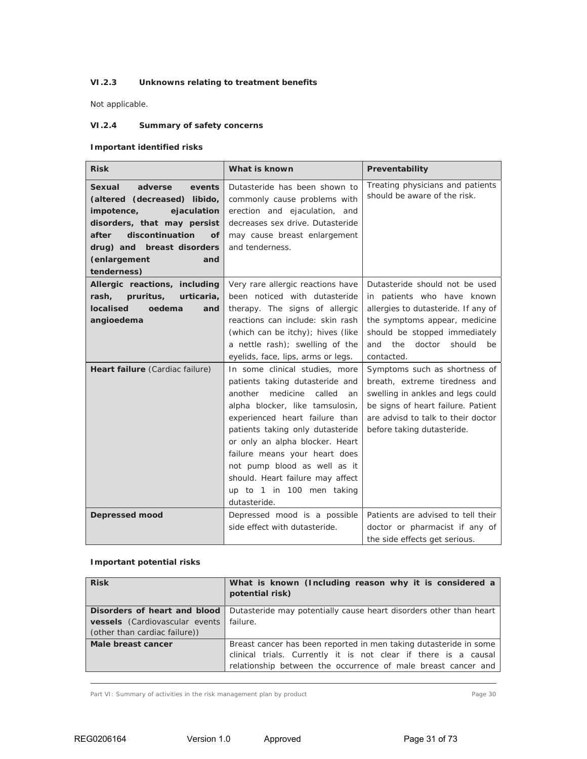### VI.2.3 Unknowns relating to treatment benefits

Not applicable.

### VI.2.4 Summary of safety concerns

**Important identified risks**

| Risk | What is known | Preventability |
|---|---|---|
| **Sexual adverse events (altered (decreased) libido, impotence, ejaculation disorders, that may persist after discontinuation of drug) and breast disorders (enlargement and tenderness)** | Dutasteride has been shown to commonly cause problems with erection and ejaculation, and decreases sex drive. Dutasteride may cause breast enlargement and tenderness. | Treating physicians and patients should be aware of the risk. |
| **Allergic reactions, including rash, pruritus, urticaria, localised oedema and angioedema** | Very rare allergic reactions have been noticed with dutasteride therapy. The signs of allergic reactions can include: skin rash (which can be itchy); hives (like a nettle rash); swelling of the eyelids, face, lips, arms or legs. | Dutasteride should not be used in patients who have known allergies to dutasteride. If any of the symptoms appear, medicine should be stopped immediately and the doctor should be contacted. |
| **Heart failure** (Cardiac failure) | In some clinical studies, more patients taking dutasteride and another medicine called an alpha blocker, like tamsulosin, experienced heart failure than patients taking only dutasteride or only an alpha blocker. Heart failure means your heart does not pump blood as well as it should. Heart failure may affect up to 1 in 100 men taking dutasteride. | Symptoms such as shortness of breath, extreme tiredness and swelling in ankles and legs could be signs of heart failure. Patient are advisd to talk to their doctor before taking dutasteride. |
| **Depressed mood** | Depressed mood is a possible side effect with dutasteride. | Patients are advised to tell their doctor or pharmacist if any of the side effects get serious. |

**Important potential risks**

| Risk | What is known (Including reason why it is considered a potential risk) |
|---|---|
| **Disorders of heart and blood vessels** (Cardiovascular events (other than cardiac failure)) | Dutasteride may potentially cause heart disorders other than heart failure. |
| **Male breast cancer** | Breast cancer has been reported in men taking dutasteride in some clinical trials. Currently it is not clear if there is a causal relationship between the occurrence of male breast cancer and |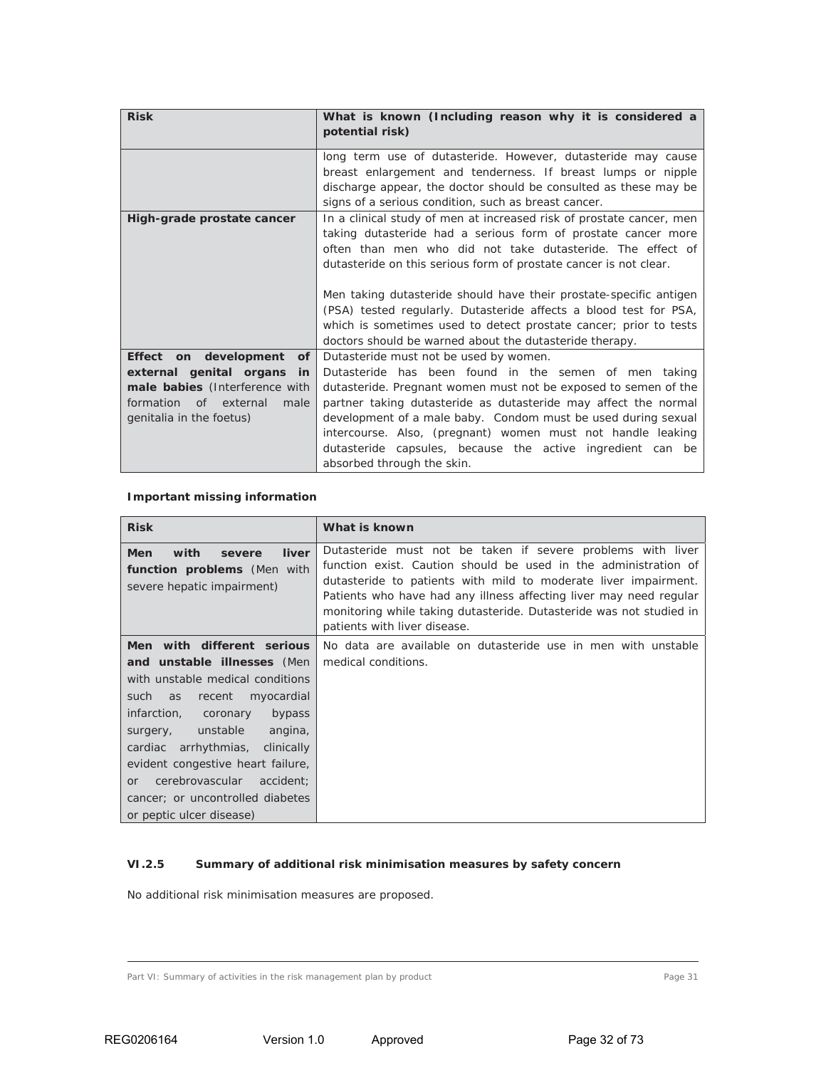| Risk | What is known (Including reason why it is considered a potential risk) |
|---|---|
| | long term use of dutasteride. However, dutasteride may cause breast enlargement and tenderness. If breast lumps or nipple discharge appear, the doctor should be consulted as these may be signs of a serious condition, such as breast cancer. |
| **High-grade prostate cancer** | In a clinical study of men at increased risk of prostate cancer, men taking dutasteride had a serious form of prostate cancer more often than men who did not take dutasteride. The effect of dutasteride on this serious form of prostate cancer is not clear.<br><br>Men taking dutasteride should have their prostate-specific antigen (PSA) tested regularly. Dutasteride affects a blood test for PSA, which is sometimes used to detect prostate cancer; prior to tests doctors should be warned about the dutasteride therapy. |
| **Effect on development of external genital organs in male babies** (Interference with formation of external male genitalia in the foetus) | Dutasteride must not be used by women.<br>Dutasteride has been found in the semen of men taking dutasteride. Pregnant women must not be exposed to semen of the partner taking dutasteride as dutasteride may affect the normal development of a male baby. Condom must be used during sexual intercourse. Also, (pregnant) women must not handle leaking dutasteride capsules, because the active ingredient can be absorbed through the skin. |

**Important missing information**

| Risk | What is known |
|---|---|
| **Men with severe liver function problems** (Men with severe hepatic impairment) | Dutasteride must not be taken if severe problems with liver function exist. Caution should be used in the administration of dutasteride to patients with mild to moderate liver impairment. Patients who have had any illness affecting liver may need regular monitoring while taking dutasteride. Dutasteride was not studied in patients with liver disease. |
| **Men with different serious and unstable illnesses** (Men with unstable medical conditions such as recent myocardial infarction, coronary bypass surgery, unstable angina, cardiac arrhythmias, clinically evident congestive heart failure, or cerebrovascular accident; cancer; or uncontrolled diabetes or peptic ulcer disease) | No data are available on dutasteride use in men with unstable medical conditions. |

### VI.2.5 Summary of additional risk minimisation measures by safety concern

No additional risk minimisation measures are proposed.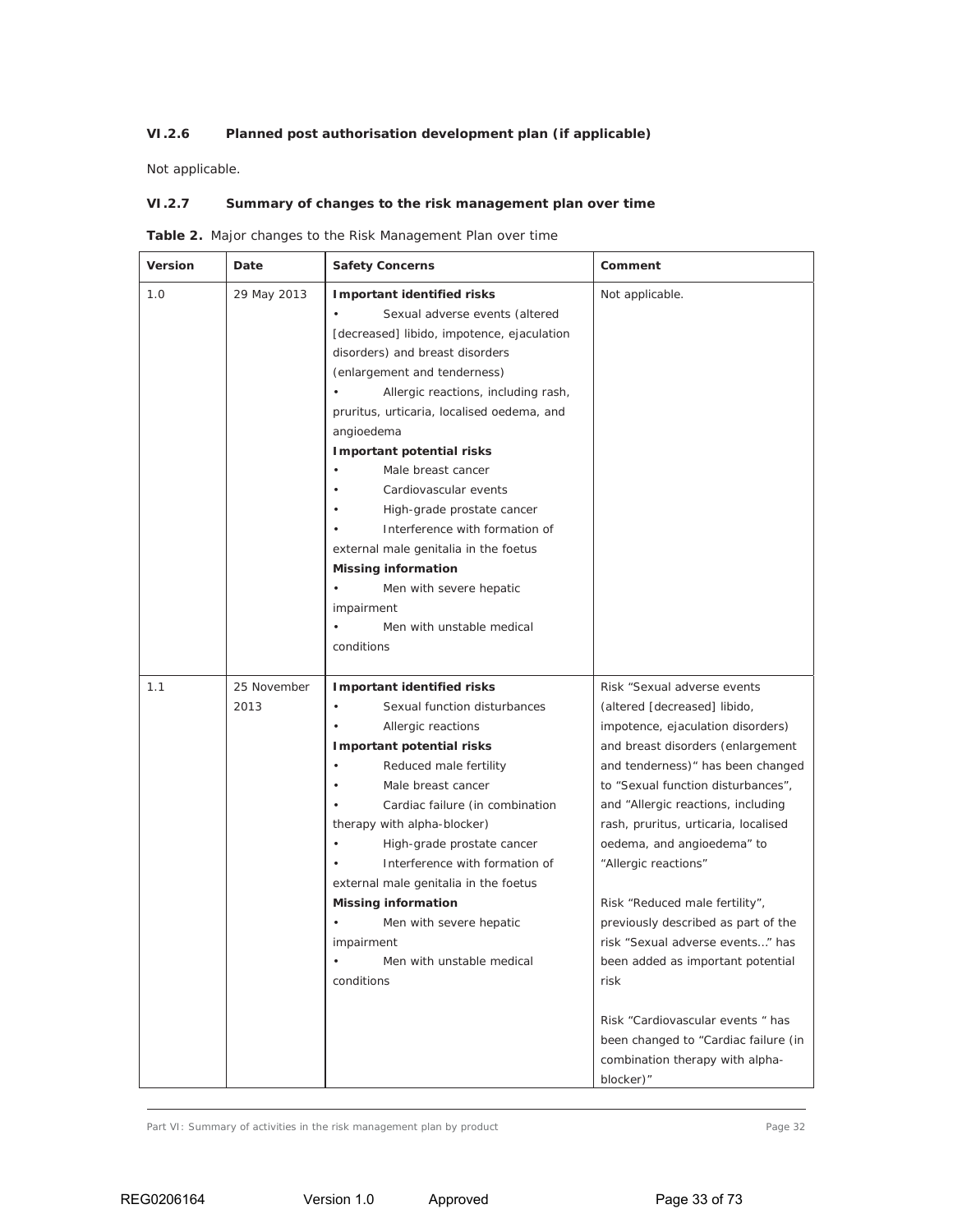### VI.2.6 Planned post authorisation development plan (if applicable)

Not applicable.

### VI.2.7 Summary of changes to the risk management plan over time

**Table 2.** Major changes to the Risk Management Plan over time

| Version | Date | Safety Concerns | Comment |
|---|---|---|---|
| 1.0 | 29 May 2013 | **Important identified risks**<br>• Sexual adverse events (altered [decreased] libido, impotence, ejaculation disorders) and breast disorders (enlargement and tenderness)<br>• Allergic reactions, including rash, pruritus, urticaria, localised oedema, and angioedema<br>**Important potential risks**<br>• Male breast cancer<br>• Cardiovascular events<br>• High-grade prostate cancer<br>• Interference with formation of external male genitalia in the foetus<br>**Missing information**<br>• Men with severe hepatic impairment<br>• Men with unstable medical conditions | Not applicable. |
| 1.1 | 25 November 2013 | **Important identified risks**<br>• Sexual function disturbances<br>• Allergic reactions<br>**Important potential risks**<br>• Reduced male fertility<br>• Male breast cancer<br>• Cardiac failure (in combination therapy with alpha-blocker)<br>• High-grade prostate cancer<br>• Interference with formation of external male genitalia in the foetus<br>**Missing information**<br>• Men with severe hepatic impairment<br>• Men with unstable medical conditions | Risk "Sexual adverse events (altered [decreased] libido, impotence, ejaculation disorders) and breast disorders (enlargement and tenderness)" has been changed to "Sexual function disturbances", and "Allergic reactions, including rash, pruritus, urticaria, localised oedema, and angioedema" to "Allergic reactions"<br><br>Risk "Reduced male fertility", previously described as part of the risk "Sexual adverse events…" has been added as important potential risk<br><br>Risk "Cardiovascular events " has been changed to "Cardiac failure (in combination therapy with alpha-blocker)" |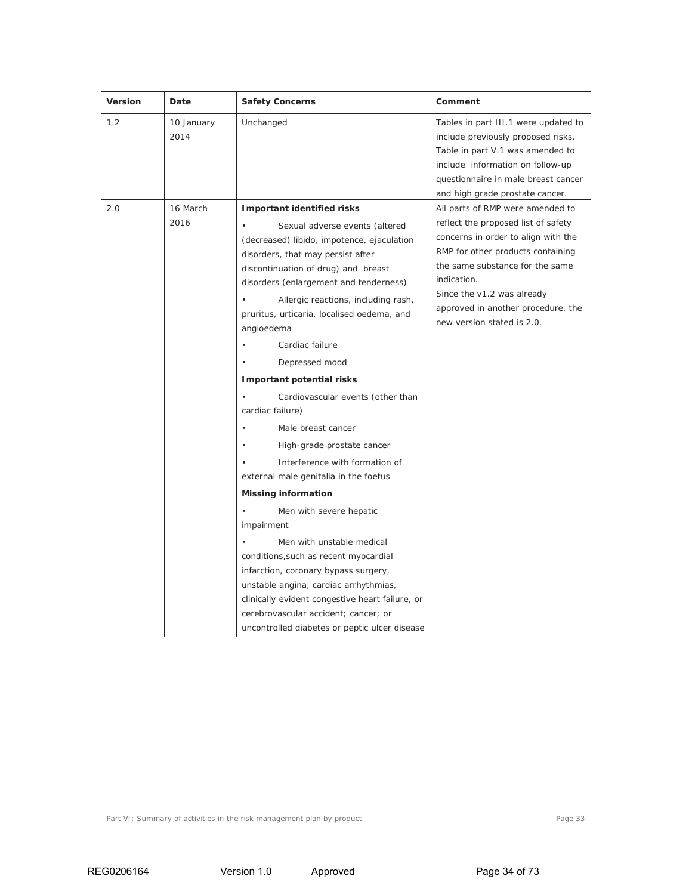| Version | Date | Safety Concerns | Comment |
| --- | --- | --- | --- |
| 1.2 | 10 January 2014 | Unchanged | Tables in part III.1 were updated to include previously proposed risks. Table in part V.1 was amended to include information on follow-up questionnaire in male breast cancer and high grade prostate cancer. |
| 2.0 | 16 March 2016 | **Important identified risks**<br>• Sexual adverse events (altered (decreased) libido, impotence, ejaculation disorders, that may persist after discontinuation of drug) and breast disorders (enlargement and tenderness)<br>• Allergic reactions, including rash, pruritus, urticaria, localised oedema, and angioedema<br>• Cardiac failure<br>• Depressed mood<br>**Important potential risks**<br>• Cardiovascular events (other than cardiac failure)<br>• Male breast cancer<br>• High-grade prostate cancer<br>• Interference with formation of external male genitalia in the foetus<br>**Missing information**<br>• Men with severe hepatic impairment<br>• Men with unstable medical conditions,such as recent myocardial infarction, coronary bypass surgery, unstable angina, cardiac arrhythmias, clinically evident congestive heart failure, or cerebrovascular accident; cancer; or uncontrolled diabetes or peptic ulcer disease | All parts of RMP were amended to reflect the proposed list of safety concerns in order to align with the RMP for other products containing the same substance for the same indication.<br>Since the v1.2 was already approved in another procedure, the new version stated is 2.0. |